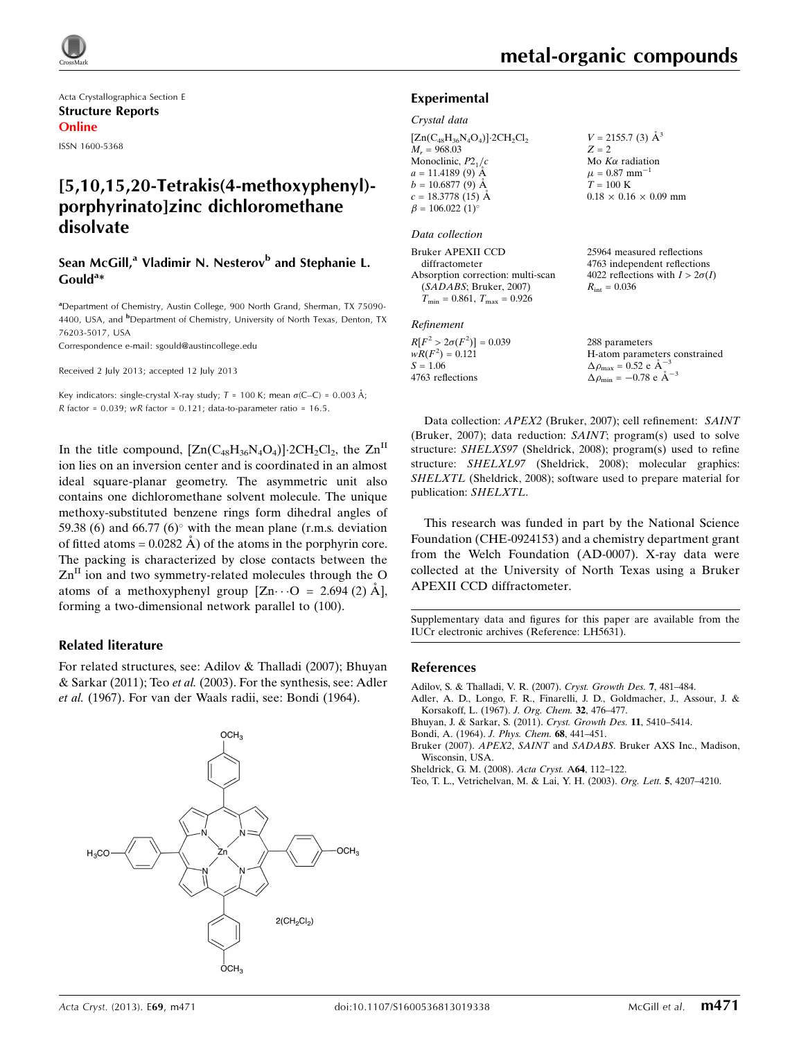Acta Crystallographica Section E

**Structure Reports Online**

ISSN 1600-5368

# [5,10,15,20-Tetrakis(4-methoxyphenyl)-porphyrinato]zinc dichloromethane disolvate

**Sean McGill,[a] Vladimir N. Nesterov[b] and Stephanie L. Gould[a]***

[a]Department of Chemistry, Austin College, 900 North Grand, Sherman, TX 75090-4400, USA, and [b]Department of Chemistry, University of North Texas, Denton, TX 76203-5017, USA

Correspondence e-mail: sgould@austincollege.edu

Received 2 July 2013; accepted 12 July 2013

Key indicators: single-crystal X-ray study; $T$ = 100 K; mean $\sigma$(C–C) = 0.003 Å; $R$ factor = 0.039; $wR$ factor = 0.121; data-to-parameter ratio = 16.5.

In the title compound, $[Zn(C_{48}H_{36}N_4O_4)]\cdot 2CH_2Cl_2$, the $Zn^{II}$ ion lies on an inversion center and is coordinated in an almost ideal square-planar geometry. The asymmetric unit also contains one dichloromethane solvent molecule. The unique methoxy-substituted benzene rings form dihedral angles of 59.38 (6) and 66.77 (6)° with the mean plane (r.m.s. deviation of fitted atoms = 0.0282 Å) of the atoms in the porphyrin core. The packing is characterized by close contacts between the $Zn^{II}$ ion and two symmetry-related molecules through the O atoms of a methoxyphenyl group [Zn⋯O = 2.694 (2) Å], forming a two-dimensional network parallel to (100).

## Related literature

For related structures, see: Adilov & Thalladi (2007); Bhuyan & Sarkar (2011); Teo *et al.* (2003). For the synthesis, see: Adler *et al.* (1967). For van der Waals radii, see: Bondi (1964).

## Experimental

### Crystal data

$[Zn(C_{48}H_{36}N_4O_4)]\cdot 2CH_2Cl_2$
$M_r$ = 968.03
Monoclinic, $P2_1/c$
$a$ = 11.4189 (9) Å
$b$ = 10.6877 (9) Å
$c$ = 18.3778 (15) Å
$\beta$ = 106.022 (1)°
$V$ = 2155.7 (3) Å$^3$
$Z$ = 2
Mo $K\alpha$ radiation
$\mu$ = 0.87 mm$^{-1}$
$T$ = 100 K
0.18 × 0.16 × 0.09 mm

### Data collection

Bruker APEXII CCD diffractometer
Absorption correction: multi-scan (*SADABS*; Bruker, 2007)
$T_{min}$ = 0.861, $T_{max}$ = 0.926
25964 measured reflections
4763 independent reflections
4022 reflections with $I > 2\sigma(I)$
$R_{int}$ = 0.036

### Refinement

$R[F^2 > 2\sigma(F^2)]$ = 0.039
$wR(F^2)$ = 0.121
$S$ = 1.06
4763 reflections
288 parameters
H-atom parameters constrained
$\Delta\rho_{max}$ = 0.52 e Å$^{-3}$
$\Delta\rho_{min}$ = −0.78 e Å$^{-3}$

Data collection: *APEX2* (Bruker, 2007); cell refinement: *SAINT* (Bruker, 2007); data reduction: *SAINT*; program(s) used to solve structure: *SHELXS97* (Sheldrick, 2008); program(s) used to refine structure: *SHELXL97* (Sheldrick, 2008); molecular graphics: *SHELXTL* (Sheldrick, 2008); software used to prepare material for publication: *SHELXTL*.

This research was funded in part by the National Science Foundation (CHE-0924153) and a chemistry department grant from the Welch Foundation (AD-0007). X-ray data were collected at the University of North Texas using a Bruker APEXII CCD diffractometer.

Supplementary data and figures for this paper are available from the IUCr electronic archives (Reference: LH5631).

## References

Adilov, S. & Thalladi, V. R. (2007). *Cryst. Growth Des.* **7**, 481–484.
Adler, A. D., Longo, F. R., Finarelli, J. D., Goldmacher, J., Assour, J. & Korsakoff, L. (1967). *J. Org. Chem.* **32**, 476–477.
Bhuyan, J. & Sarkar, S. (2011). *Cryst. Growth Des.* **11**, 5410–5414.
Bondi, A. (1964). *J. Phys. Chem.* **68**, 441–451.
Bruker (2007). *APEX2*, *SAINT* and *SADABS*. Bruker AXS Inc., Madison, Wisconsin, USA.
Sheldrick, G. M. (2008). *Acta Cryst.* A**64**, 112–122.
Teo, T. L., Vetrichelvan, M. & Lai, Y. H. (2003). *Org. Lett.* **5**, 4207–4210.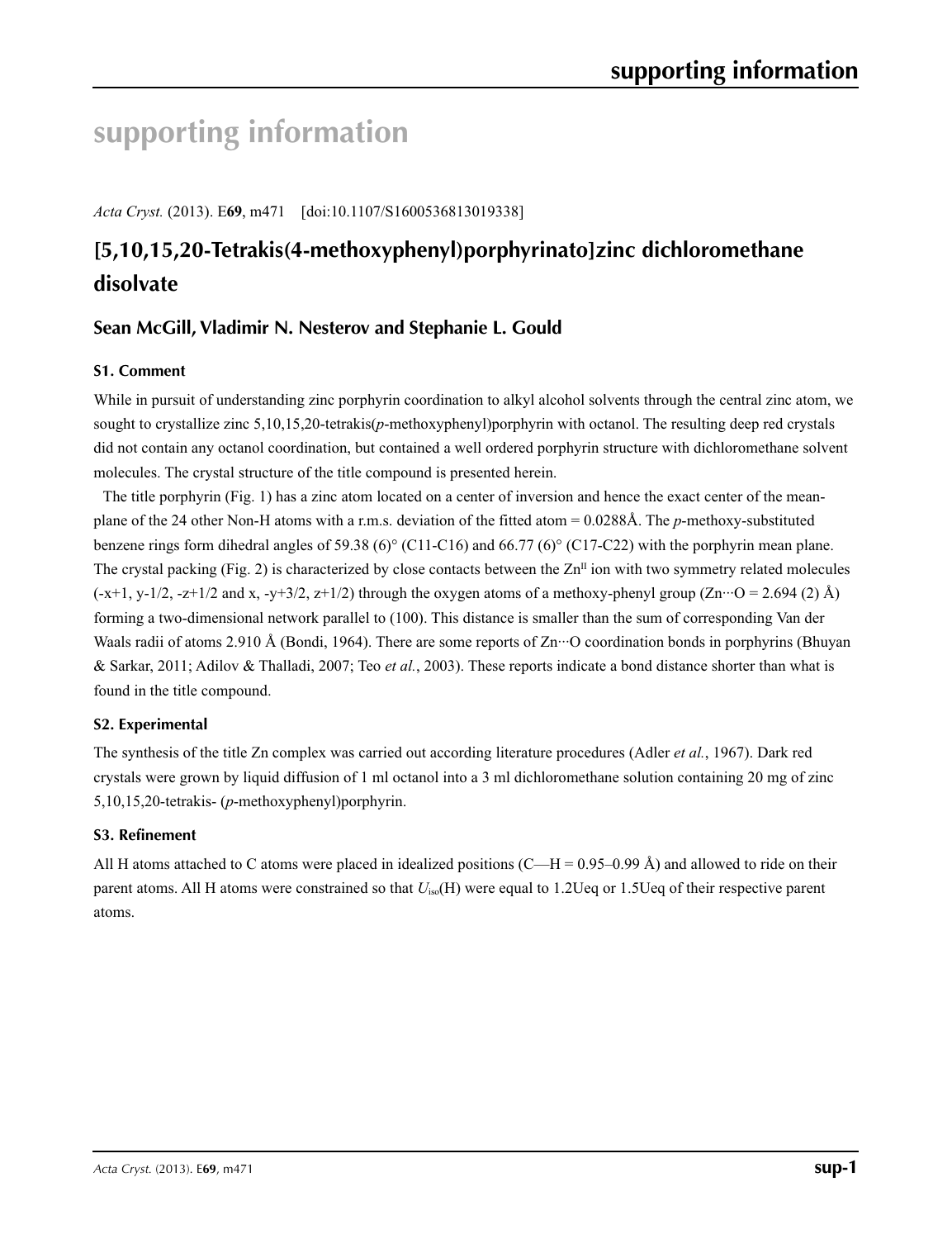# supporting information

*Acta Cryst.* (2013). E**69**, m471 [doi:10.1107/S1600536813019338]

## [5,10,15,20-Tetrakis(4-methoxyphenyl)porphyrinato]zinc dichloromethane disolvate

### Sean McGill, Vladimir N. Nesterov and Stephanie L. Gould

#### S1. Comment

While in pursuit of understanding zinc porphyrin coordination to alkyl alcohol solvents through the central zinc atom, we sought to crystallize zinc 5,10,15,20-tetrakis(*p*-methoxyphenyl)porphyrin with octanol. The resulting deep red crystals did not contain any octanol coordination, but contained a well ordered porphyrin structure with dichloromethane solvent molecules. The crystal structure of the title compound is presented herein.

The title porphyrin (Fig. 1) has a zinc atom located on a center of inversion and hence the exact center of the mean-plane of the 24 other Non-H atoms with a r.m.s. deviation of the fitted atom = 0.0288Å. The *p*-methoxy-substituted benzene rings form dihedral angles of 59.38 (6)° (C11-C16) and 66.77 (6)° (C17-C22) with the porphyrin mean plane. The crystal packing (Fig. 2) is characterized by close contacts between the $Zn^{II}$ ion with two symmetry related molecules (-x+1, y-1/2, -z+1/2 and x, -y+3/2, z+1/2) through the oxygen atoms of a methoxy-phenyl group (Zn···O = 2.694 (2) Å) forming a two-dimensional network parallel to (100). This distance is smaller than the sum of corresponding Van der Waals radii of atoms 2.910 Å (Bondi, 1964). There are some reports of Zn···O coordination bonds in porphyrins (Bhuyan & Sarkar, 2011; Adilov & Thalladi, 2007; Teo *et al.*, 2003). These reports indicate a bond distance shorter than what is found in the title compound.

#### S2. Experimental

The synthesis of the title Zn complex was carried out according literature procedures (Adler *et al.*, 1967). Dark red crystals were grown by liquid diffusion of 1 ml octanol into a 3 ml dichloromethane solution containing 20 mg of zinc 5,10,15,20-tetrakis- (*p*-methoxyphenyl)porphyrin.

#### S3. Refinement

All H atoms attached to C atoms were placed in idealized positions (C—H = 0.95–0.99 Å) and allowed to ride on their parent atoms. All H atoms were constrained so that $U_{iso}$(H) were equal to 1.2Ueq or 1.5Ueq of their respective parent atoms.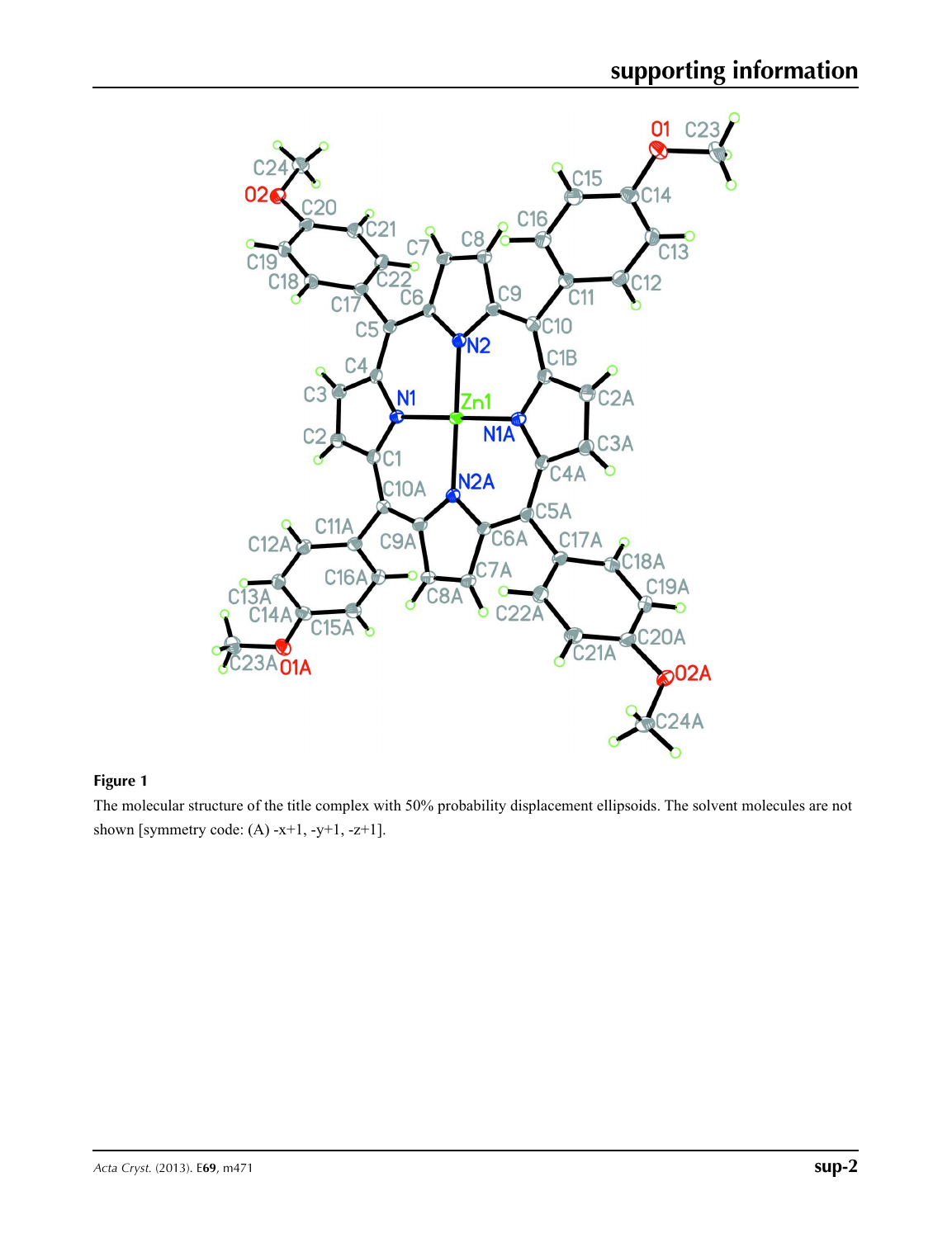**Figure 1**

The molecular structure of the title complex with 50% probability displacement ellipsoids. The solvent molecules are not shown [symmetry code: (A) -x+1, -y+1, -z+1].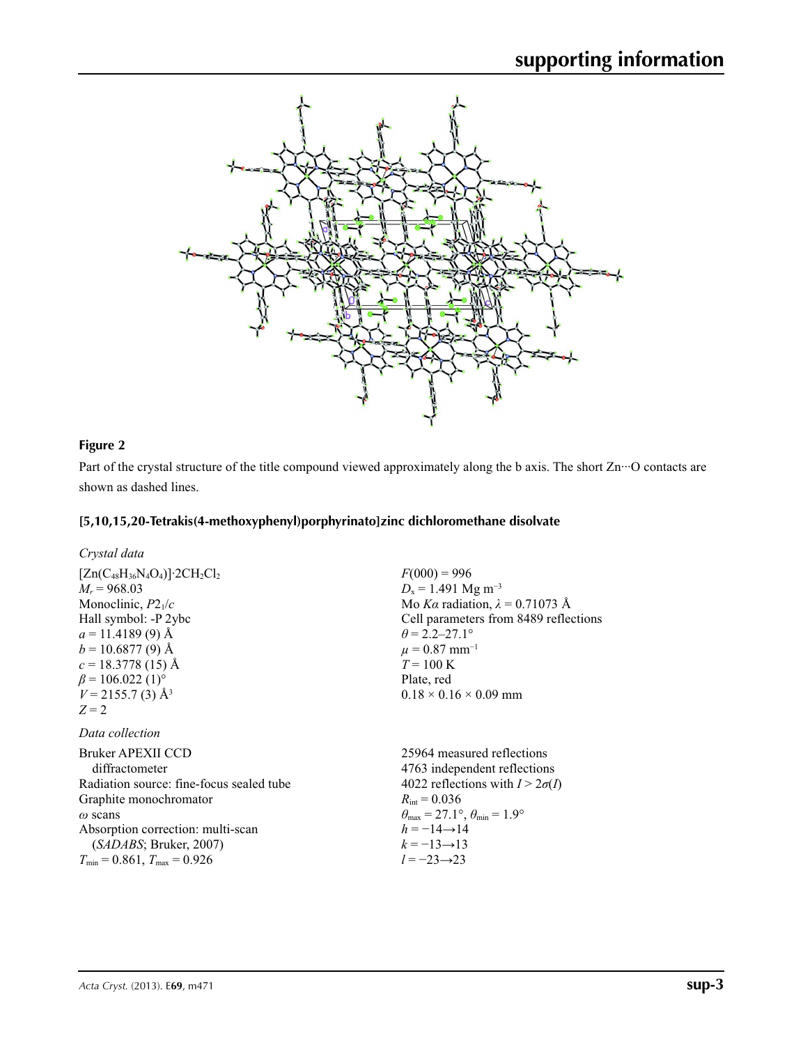**Figure 2**

Part of the crystal structure of the title compound viewed approximately along the b axis. The short Zn···O contacts are shown as dashed lines.

## [5,10,15,20-Tetrakis(4-methoxyphenyl)porphyrinato]zinc dichloromethane disolvate

### *Crystal data*

$[Zn(C_{48}H_{36}N_4O_4)]\cdot 2CH_2Cl_2$
$M_r = 968.03$
Monoclinic, $P2_1/c$
Hall symbol: -P 2ybc
$a = 11.4189$ (9) Å
$b = 10.6877$ (9) Å
$c = 18.3778$ (15) Å
$\beta = 106.022$ (1)°
$V = 2155.7$ (3) Å$^3$
$Z = 2$
$F(000) = 996$
$D_x = 1.491$ Mg m$^{-3}$
Mo $K\alpha$ radiation, $\lambda = 0.71073$ Å
Cell parameters from 8489 reflections
$\theta = 2.2$–27.1°
$\mu = 0.87$ mm$^{-1}$
$T = 100$ K
Plate, red
0.18 × 0.16 × 0.09 mm

### *Data collection*

Bruker APEXII CCD diffractometer
Radiation source: fine-focus sealed tube
Graphite monochromator
$\omega$ scans
Absorption correction: multi-scan (*SADABS*; Bruker, 2007)
$T_{min} = 0.861$, $T_{max} = 0.926$
25964 measured reflections
4763 independent reflections
4022 reflections with $I > 2\sigma(I)$
$R_{int} = 0.036$
$\theta_{max} = 27.1°$, $\theta_{min} = 1.9°$
$h = -14 \rightarrow 14$
$k = -13 \rightarrow 13$
$l = -23 \rightarrow 23$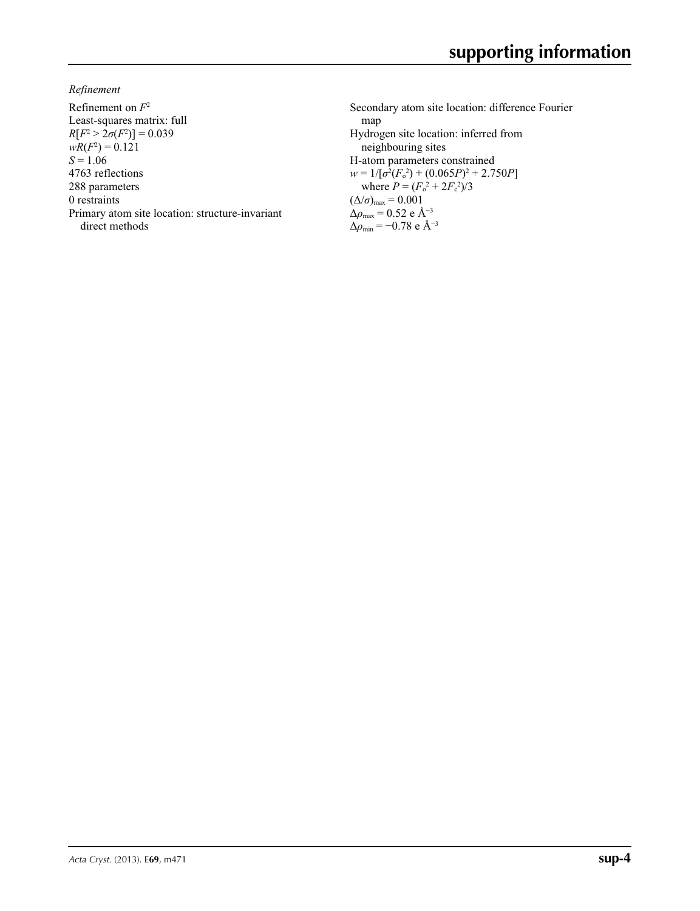*Refinement*

Refinement on $F^2$
Least-squares matrix: full
$R[F^2 > 2\sigma(F^2)] = 0.039$
$wR(F^2) = 0.121$
$S = 1.06$
4763 reflections
288 parameters
0 restraints
Primary atom site location: structure-invariant direct methods

Secondary atom site location: difference Fourier map
Hydrogen site location: inferred from neighbouring sites
H-atom parameters constrained
$w = 1/[\sigma^2(F_o^2) + (0.065P)^2 + 2.750P]$
where $P = (F_o^2 + 2F_c^2)/3$
$(\Delta/\sigma)_{max} = 0.001$
$\Delta\rho_{max} = 0.52$ e Å$^{-3}$
$\Delta\rho_{min} = -0.78$ e Å$^{-3}$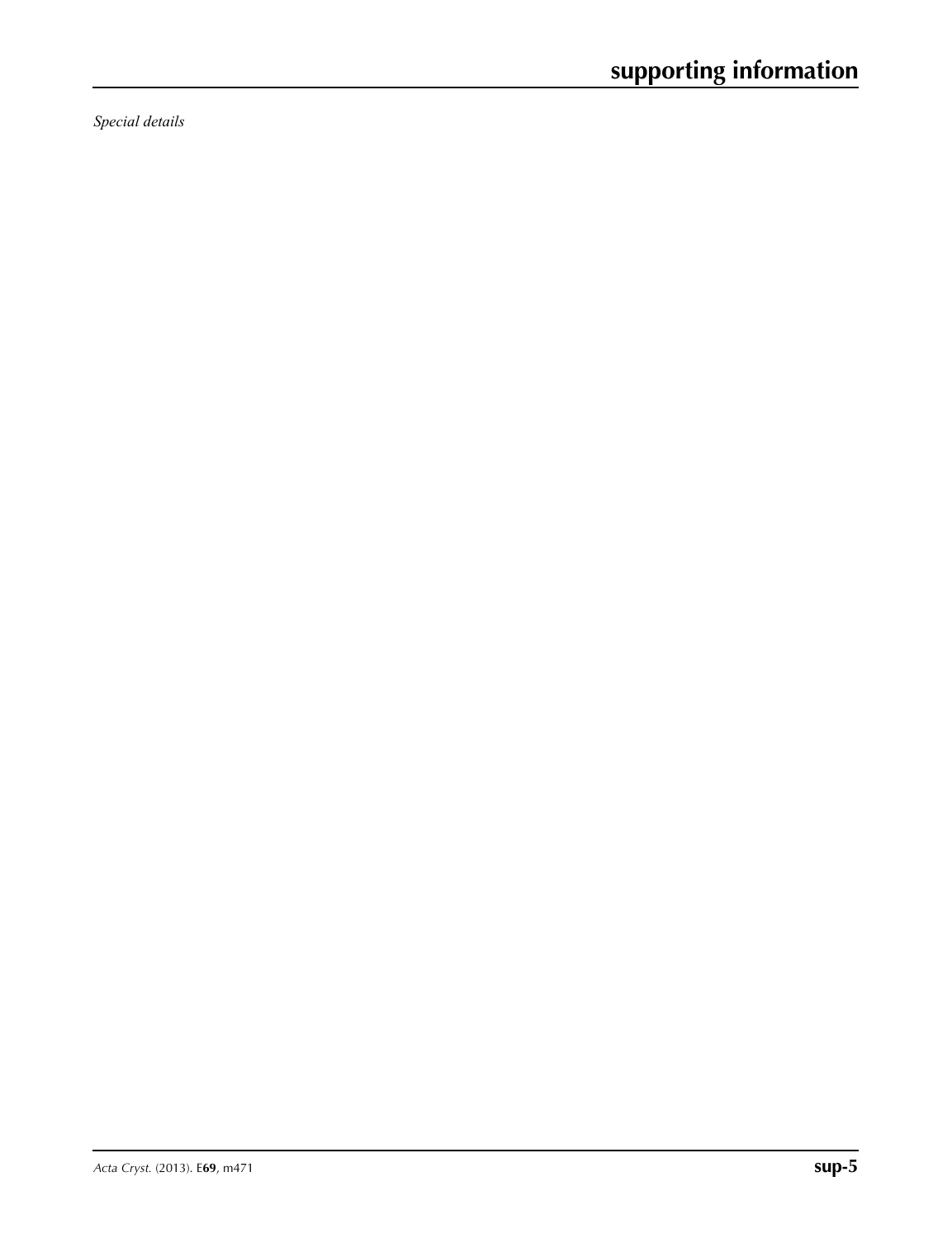*Special details*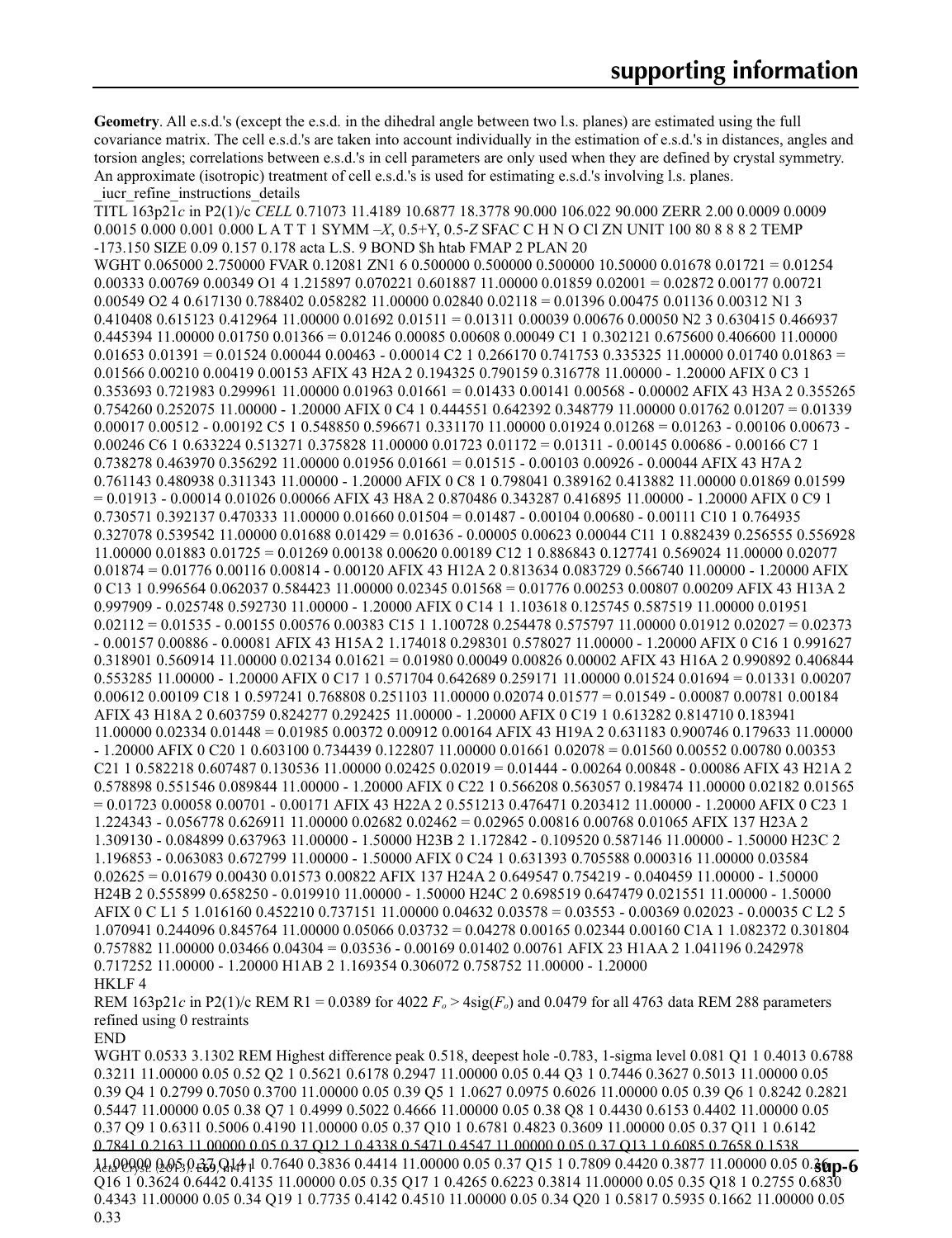**Geometry**. All e.s.d.'s (except the e.s.d. in the dihedral angle between two l.s. planes) are estimated using the full covariance matrix. The cell e.s.d.'s are taken into account individually in the estimation of e.s.d.'s in distances, angles and torsion angles; correlations between e.s.d.'s in cell parameters are only used when they are defined by crystal symmetry. An approximate (isotropic) treatment of cell e.s.d.'s is used for estimating e.s.d.'s involving l.s. planes.

_iucr_refine_instructions_details

TITL 163p21*c* in P2(1)/c *CELL* 0.71073 11.4189 10.6877 18.3778 90.000 106.022 90.000 ZERR 2.00 0.0009 0.0009 0.0015 0.000 0.001 0.000 L A T T 1 SYMM –*X*, 0.5+Y, 0.5-*Z* SFAC C H N O Cl ZN UNIT 100 80 8 8 8 2 TEMP -173.150 SIZE 0.09 0.157 0.178 acta L.S. 9 BOND $h htab FMAP 2 PLAN 20

WGHT 0.065000 2.750000 FVAR 0.12081 ZN1 6 0.500000 0.500000 0.500000 10.50000 0.01678 0.01721 = 0.01254 0.00333 0.00769 0.00349 O1 4 1.215897 0.070221 0.601887 11.00000 0.01859 0.02001 = 0.02872 0.00177 0.00721 0.00549 O2 4 0.617130 0.788402 0.058282 11.00000 0.02840 0.02118 = 0.01396 0.00475 0.01136 0.00312 N1 3 0.410408 0.615123 0.412964 11.00000 0.01692 0.01511 = 0.01311 0.00039 0.00676 0.00050 N2 3 0.630415 0.466937 0.445394 11.00000 0.01750 0.01366 = 0.01246 0.00085 0.00608 0.00049 C1 1 0.302121 0.675600 0.406600 11.00000 0.01653 0.01391 = 0.01524 0.00044 0.00463 - 0.00014 C2 1 0.266170 0.741753 0.335325 11.00000 0.01740 0.01863 = 0.01566 0.00210 0.00419 0.00153 AFIX 43 H2A 2 0.194325 0.790159 0.316778 11.00000 - 1.20000 AFIX 0 C3 1 0.353693 0.721983 0.299961 11.00000 0.01963 0.01661 = 0.01433 0.00141 0.00568 - 0.00002 AFIX 43 H3A 2 0.355265 0.754260 0.252075 11.00000 - 1.20000 AFIX 0 C4 1 0.444551 0.642392 0.348779 11.00000 0.01762 0.01207 = 0.01339 0.00017 0.00512 - 0.00192 C5 1 0.548850 0.596671 0.331170 11.00000 0.01924 0.01268 = 0.01263 - 0.00106 0.00673 - 0.00246 C6 1 0.633224 0.513271 0.375828 11.00000 0.01723 0.01172 = 0.01311 - 0.00145 0.00686 - 0.00166 C7 1 0.738278 0.463970 0.356292 11.00000 0.01956 0.01661 = 0.01515 - 0.00103 0.00926 - 0.00044 AFIX 43 H7A 2 0.761143 0.480938 0.311343 11.00000 - 1.20000 AFIX 0 C8 1 0.798041 0.389162 0.413882 11.00000 0.01869 0.01599 = 0.01913 - 0.00014 0.01026 0.00066 AFIX 43 H8A 2 0.870486 0.343287 0.416895 11.00000 - 1.20000 AFIX 0 C9 1 0.730571 0.392137 0.470333 11.00000 0.01660 0.01504 = 0.01487 - 0.00104 0.00680 - 0.00111 C10 1 0.764935 0.327078 0.539542 11.00000 0.01688 0.01429 = 0.01636 - 0.00005 0.00623 0.00044 C11 1 0.882439 0.256555 0.556928 11.00000 0.01883 0.01725 = 0.01269 0.00138 0.00620 0.00189 C12 1 0.886843 0.127741 0.569024 11.00000 0.02077 0.01874 = 0.01776 0.00116 0.00814 - 0.00120 AFIX 43 H12A 2 0.813634 0.083729 0.566740 11.00000 - 1.20000 AFIX 0 C13 1 0.996564 0.062037 0.584423 11.00000 0.02345 0.01568 = 0.01776 0.00253 0.00807 0.00209 AFIX 43 H13A 2 0.997909 - 0.025748 0.592730 11.00000 - 1.20000 AFIX 0 C14 1 1.103618 0.125745 0.587519 11.00000 0.01951 0.02112 = 0.01535 - 0.00155 0.00576 0.00383 C15 1 1.100728 0.254478 0.575797 11.00000 0.01912 0.02027 = 0.02373 - 0.00157 0.00886 - 0.00081 AFIX 43 H15A 2 1.174018 0.298301 0.578027 11.00000 - 1.20000 AFIX 0 C16 1 0.991627 0.318901 0.560914 11.00000 0.02134 0.01621 = 0.01980 0.00049 0.00826 0.00002 AFIX 43 H16A 2 0.990892 0.406844 0.553285 11.00000 - 1.20000 AFIX 0 C17 1 0.571704 0.642689 0.259171 11.00000 0.01524 0.01694 = 0.01331 0.00207 0.00612 0.00109 C18 1 0.597241 0.768808 0.251103 11.00000 0.02074 0.01577 = 0.01549 - 0.00087 0.00781 0.00184 AFIX 43 H18A 2 0.603759 0.824277 0.292425 11.00000 - 1.20000 AFIX 0 C19 1 0.613282 0.814710 0.183941 11.00000 0.02334 0.01448 = 0.01985 0.00372 0.00912 0.00164 AFIX 43 H19A 2 0.631183 0.900746 0.179633 11.00000 - 1.20000 AFIX 0 C20 1 0.603100 0.734439 0.122807 11.00000 0.01661 0.02078 = 0.01560 0.00552 0.00780 0.00353 C21 1 0.582218 0.607487 0.130536 11.00000 0.02425 0.02019 = 0.01444 - 0.00264 0.00848 - 0.00086 AFIX 43 H21A 2 0.578898 0.551546 0.089844 11.00000 - 1.20000 AFIX 0 C22 1 0.566208 0.563057 0.198474 11.00000 0.02182 0.01565 = 0.01723 0.00058 0.00701 - 0.00171 AFIX 43 H22A 2 0.551213 0.476471 0.203412 11.00000 - 1.20000 AFIX 0 C23 1 1.224343 - 0.056778 0.626911 11.00000 0.02682 0.02462 = 0.02965 0.00816 0.00768 0.01065 AFIX 137 H23A 2 1.309130 - 0.084899 0.637963 11.00000 - 1.50000 H23B 2 1.172842 - 0.109520 0.587146 11.00000 - 1.50000 H23C 2 1.196853 - 0.063083 0.672799 11.00000 - 1.50000 AFIX 0 C24 1 0.631393 0.705588 0.000316 11.00000 0.03584 0.02625 = 0.01679 0.00430 0.01573 0.00822 AFIX 137 H24A 2 0.649547 0.754219 - 0.040459 11.00000 - 1.50000 H24B 2 0.555899 0.658250 - 0.019910 11.00000 - 1.50000 H24C 2 0.698519 0.647479 0.021551 11.00000 - 1.50000 AFIX 0 C L1 5 1.016160 0.452210 0.737151 11.00000 0.04632 0.03578 = 0.03553 - 0.00369 0.02023 - 0.00035 C L2 5 1.070941 0.244096 0.845764 11.00000 0.05066 0.03732 = 0.04278 0.00165 0.02344 0.00160 C1A 1 1.082372 0.301804 0.757882 11.00000 0.03466 0.04304 = 0.03536 - 0.00169 0.01402 0.00761 AFIX 23 H1AA 2 1.041196 0.242978 0.717252 11.00000 - 1.20000 H1AB 2 1.169354 0.306072 0.758752 11.00000 - 1.20000

HKLF 4

REM 163p21*c* in P2(1)/c REM R1 = 0.0389 for 4022 $F_o > 4\text{sig}(F_o)$ and 0.0479 for all 4763 data REM 288 parameters refined using 0 restraints

END

WGHT 0.0533 3.1302 REM Highest difference peak 0.518, deepest hole -0.783, 1-sigma level 0.081 Q1 1 0.4013 0.6788 0.3211 11.00000 0.05 0.52 Q2 1 0.5621 0.6178 0.2947 11.00000 0.05 0.44 Q3 1 0.7446 0.3627 0.5013 11.00000 0.05 0.39 Q4 1 0.2799 0.7050 0.3700 11.00000 0.05 0.39 Q5 1 1.0627 0.0975 0.6026 11.00000 0.05 0.39 Q6 1 0.8242 0.2821 0.5447 11.00000 0.05 0.38 Q7 1 0.4999 0.5022 0.4666 11.00000 0.05 0.38 Q8 1 0.4430 0.6153 0.4402 11.00000 0.05 0.37 Q9 1 0.6311 0.5006 0.4190 11.00000 0.05 0.37 Q10 1 0.6781 0.4823 0.3609 11.00000 0.05 0.37 Q11 1 0.6142 0.7841 0.2163 11.00000 0.05 0.37 Q12 1 0.4338 0.5471 0.4547 11.00000 0.05 0.37 Q13 1 0.6085 0.7658 0.1538 11.00000 0.05 0.37 Q14 1 0.7640 0.3836 0.4414 11.00000 0.05 0.37 Q15 1 0.7809 0.4420 0.3877 11.00000 0.05 0.36 Q16 1 0.3624 0.6442 0.4135 11.00000 0.05 0.35 Q17 1 0.4265 0.6223 0.3814 11.00000 0.05 0.35 Q18 1 0.2755 0.6830 0.4343 11.00000 0.05 0.34 Q19 1 0.7735 0.4142 0.4510 11.00000 0.05 0.34 Q20 1 0.5817 0.5935 0.1662 11.00000 0.05 0.33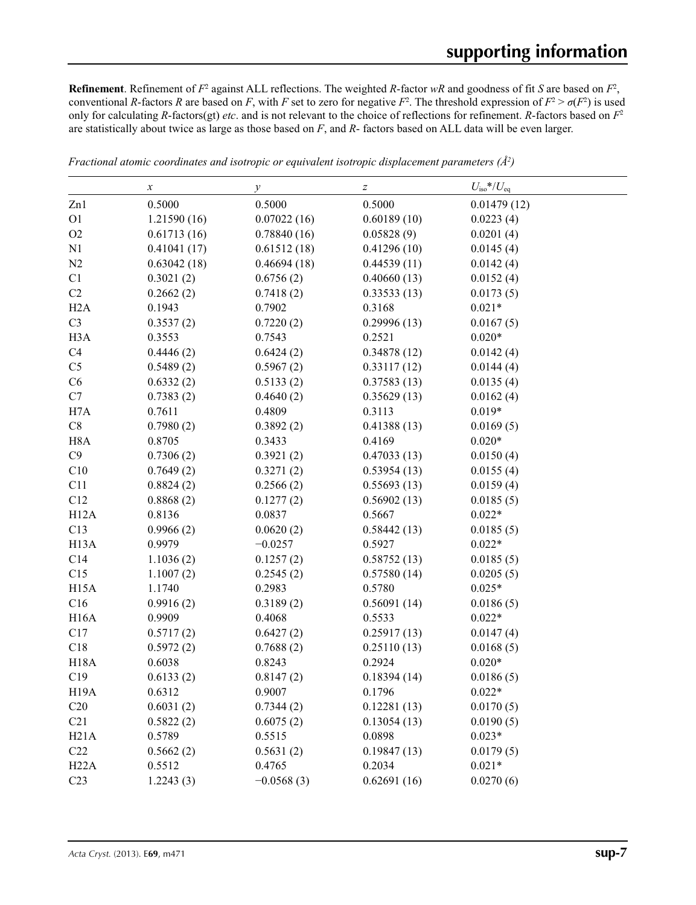**Refinement**. Refinement of $F^2$ against ALL reflections. The weighted $R$-factor $wR$ and goodness of fit $S$ are based on $F^2$, conventional $R$-factors $R$ are based on $F$, with $F$ set to zero for negative $F^2$. The threshold expression of $F^2 > \sigma(F^2)$ is used only for calculating $R$-factors(gt) *etc*. and is not relevant to the choice of reflections for refinement. $R$-factors based on $F^2$ are statistically about twice as large as those based on $F$, and $R$- factors based on ALL data will be even larger.

*Fractional atomic coordinates and isotropic or equivalent isotropic displacement parameters (Å$^2$)*

| | $x$ | $y$ | $z$ | $U_{iso}$*/$U_{eq}$ |
|---|---|---|---|---|
| Zn1 | 0.5000 | 0.5000 | 0.5000 | 0.01479 (12) |
| O1 | 1.21590 (16) | 0.07022 (16) | 0.60189 (10) | 0.0223 (4) |
| O2 | 0.61713 (16) | 0.78840 (16) | 0.05828 (9) | 0.0201 (4) |
| N1 | 0.41041 (17) | 0.61512 (18) | 0.41296 (10) | 0.0145 (4) |
| N2 | 0.63042 (18) | 0.46694 (18) | 0.44539 (11) | 0.0142 (4) |
| C1 | 0.3021 (2) | 0.6756 (2) | 0.40660 (13) | 0.0152 (4) |
| C2 | 0.2662 (2) | 0.7418 (2) | 0.33533 (13) | 0.0173 (5) |
| H2A | 0.1943 | 0.7902 | 0.3168 | 0.021* |
| C3 | 0.3537 (2) | 0.7220 (2) | 0.29996 (13) | 0.0167 (5) |
| H3A | 0.3553 | 0.7543 | 0.2521 | 0.020* |
| C4 | 0.4446 (2) | 0.6424 (2) | 0.34878 (12) | 0.0142 (4) |
| C5 | 0.5489 (2) | 0.5967 (2) | 0.33117 (12) | 0.0144 (4) |
| C6 | 0.6332 (2) | 0.5133 (2) | 0.37583 (13) | 0.0135 (4) |
| C7 | 0.7383 (2) | 0.4640 (2) | 0.35629 (13) | 0.0162 (4) |
| H7A | 0.7611 | 0.4809 | 0.3113 | 0.019* |
| C8 | 0.7980 (2) | 0.3892 (2) | 0.41388 (13) | 0.0169 (5) |
| H8A | 0.8705 | 0.3433 | 0.4169 | 0.020* |
| C9 | 0.7306 (2) | 0.3921 (2) | 0.47033 (13) | 0.0150 (4) |
| C10 | 0.7649 (2) | 0.3271 (2) | 0.53954 (13) | 0.0155 (4) |
| C11 | 0.8824 (2) | 0.2566 (2) | 0.55693 (13) | 0.0159 (4) |
| C12 | 0.8868 (2) | 0.1277 (2) | 0.56902 (13) | 0.0185 (5) |
| H12A | 0.8136 | 0.0837 | 0.5667 | 0.022* |
| C13 | 0.9966 (2) | 0.0620 (2) | 0.58442 (13) | 0.0185 (5) |
| H13A | 0.9979 | −0.0257 | 0.5927 | 0.022* |
| C14 | 1.1036 (2) | 0.1257 (2) | 0.58752 (13) | 0.0185 (5) |
| C15 | 1.1007 (2) | 0.2545 (2) | 0.57580 (14) | 0.0205 (5) |
| H15A | 1.1740 | 0.2983 | 0.5780 | 0.025* |
| C16 | 0.9916 (2) | 0.3189 (2) | 0.56091 (14) | 0.0186 (5) |
| H16A | 0.9909 | 0.4068 | 0.5533 | 0.022* |
| C17 | 0.5717 (2) | 0.6427 (2) | 0.25917 (13) | 0.0147 (4) |
| C18 | 0.5972 (2) | 0.7688 (2) | 0.25110 (13) | 0.0168 (5) |
| H18A | 0.6038 | 0.8243 | 0.2924 | 0.020* |
| C19 | 0.6133 (2) | 0.8147 (2) | 0.18394 (14) | 0.0186 (5) |
| H19A | 0.6312 | 0.9007 | 0.1796 | 0.022* |
| C20 | 0.6031 (2) | 0.7344 (2) | 0.12281 (13) | 0.0170 (5) |
| C21 | 0.5822 (2) | 0.6075 (2) | 0.13054 (13) | 0.0190 (5) |
| H21A | 0.5789 | 0.5515 | 0.0898 | 0.023* |
| C22 | 0.5662 (2) | 0.5631 (2) | 0.19847 (13) | 0.0179 (5) |
| H22A | 0.5512 | 0.4765 | 0.2034 | 0.021* |
| C23 | 1.2243 (3) | −0.0568 (3) | 0.62691 (16) | 0.0270 (6) |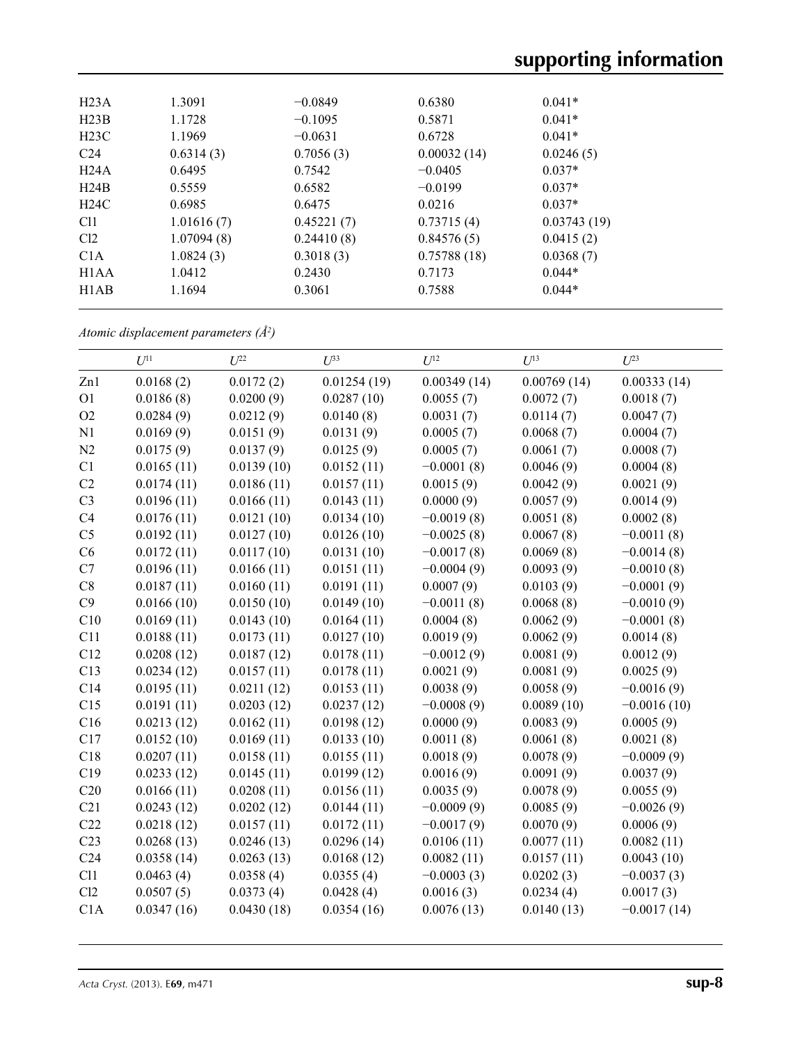| | | | | |
|---|---|---|---|---|
| H23A | 1.3091 | −0.0849 | 0.6380 | 0.041* |
| H23B | 1.1728 | −0.1095 | 0.5871 | 0.041* |
| H23C | 1.1969 | −0.0631 | 0.6728 | 0.041* |
| C24 | 0.6314 (3) | 0.7056 (3) | 0.00032 (14) | 0.0246 (5) |
| H24A | 0.6495 | 0.7542 | −0.0405 | 0.037* |
| H24B | 0.5559 | 0.6582 | −0.0199 | 0.037* |
| H24C | 0.6985 | 0.6475 | 0.0216 | 0.037* |
| Cl1 | 1.01616 (7) | 0.45221 (7) | 0.73715 (4) | 0.03743 (19) |
| Cl2 | 1.07094 (8) | 0.24410 (8) | 0.84576 (5) | 0.0415 (2) |
| C1A | 1.0824 (3) | 0.3018 (3) | 0.75788 (18) | 0.0368 (7) |
| H1AA | 1.0412 | 0.2430 | 0.7173 | 0.044* |
| H1AB | 1.1694 | 0.3061 | 0.7588 | 0.044* |

*Atomic displacement parameters (Å²)*

| | $U^{11}$ | $U^{22}$ | $U^{33}$ | $U^{12}$ | $U^{13}$ | $U^{23}$ |
|---|---|---|---|---|---|---|
| Zn1 | 0.0168 (2) | 0.0172 (2) | 0.01254 (19) | 0.00349 (14) | 0.00769 (14) | 0.00333 (14) |
| O1 | 0.0186 (8) | 0.0200 (9) | 0.0287 (10) | 0.0055 (7) | 0.0072 (7) | 0.0018 (7) |
| O2 | 0.0284 (9) | 0.0212 (9) | 0.0140 (8) | 0.0031 (7) | 0.0114 (7) | 0.0047 (7) |
| N1 | 0.0169 (9) | 0.0151 (9) | 0.0131 (9) | 0.0005 (7) | 0.0068 (7) | 0.0004 (7) |
| N2 | 0.0175 (9) | 0.0137 (9) | 0.0125 (9) | 0.0005 (7) | 0.0061 (7) | 0.0008 (7) |
| C1 | 0.0165 (11) | 0.0139 (10) | 0.0152 (11) | −0.0001 (8) | 0.0046 (9) | 0.0004 (8) |
| C2 | 0.0174 (11) | 0.0186 (11) | 0.0157 (11) | 0.0015 (9) | 0.0042 (9) | 0.0021 (9) |
| C3 | 0.0196 (11) | 0.0166 (11) | 0.0143 (11) | 0.0000 (9) | 0.0057 (9) | 0.0014 (9) |
| C4 | 0.0176 (11) | 0.0121 (10) | 0.0134 (10) | −0.0019 (8) | 0.0051 (8) | 0.0002 (8) |
| C5 | 0.0192 (11) | 0.0127 (10) | 0.0126 (10) | −0.0025 (8) | 0.0067 (8) | −0.0011 (8) |
| C6 | 0.0172 (11) | 0.0117 (10) | 0.0131 (10) | −0.0017 (8) | 0.0069 (8) | −0.0014 (8) |
| C7 | 0.0196 (11) | 0.0166 (11) | 0.0151 (11) | −0.0004 (9) | 0.0093 (9) | −0.0010 (9) |
| C8 | 0.0187 (11) | 0.0160 (11) | 0.0191 (11) | 0.0007 (9) | 0.0103 (9) | −0.0001 (9) |
| C9 | 0.0166 (10) | 0.0150 (10) | 0.0149 (10) | −0.0011 (8) | 0.0068 (8) | −0.0010 (9) |
| C10 | 0.0169 (11) | 0.0143 (10) | 0.0164 (11) | 0.0004 (8) | 0.0062 (9) | −0.0001 (8) |
| C11 | 0.0188 (11) | 0.0173 (11) | 0.0127 (10) | 0.0019 (9) | 0.0062 (9) | 0.0014 (8) |
| C12 | 0.0208 (12) | 0.0187 (12) | 0.0178 (11) | −0.0012 (9) | 0.0081 (9) | 0.0012 (9) |
| C13 | 0.0234 (12) | 0.0157 (11) | 0.0178 (11) | 0.0021 (9) | 0.0081 (9) | 0.0025 (9) |
| C14 | 0.0195 (11) | 0.0211 (12) | 0.0153 (11) | 0.0038 (9) | 0.0058 (9) | −0.0016 (9) |
| C15 | 0.0191 (11) | 0.0203 (12) | 0.0237 (12) | −0.0008 (9) | 0.0089 (10) | −0.0016 (10) |
| C16 | 0.0213 (12) | 0.0162 (11) | 0.0198 (12) | 0.0000 (9) | 0.0083 (9) | 0.0005 (9) |
| C17 | 0.0152 (10) | 0.0169 (11) | 0.0133 (10) | 0.0011 (8) | 0.0061 (8) | 0.0021 (8) |
| C18 | 0.0207 (11) | 0.0158 (11) | 0.0155 (11) | 0.0018 (9) | 0.0078 (9) | −0.0009 (9) |
| C19 | 0.0233 (12) | 0.0145 (11) | 0.0199 (12) | 0.0016 (9) | 0.0091 (9) | 0.0037 (9) |
| C20 | 0.0166 (11) | 0.0208 (11) | 0.0156 (11) | 0.0035 (9) | 0.0078 (9) | 0.0055 (9) |
| C21 | 0.0243 (12) | 0.0202 (12) | 0.0144 (11) | −0.0009 (9) | 0.0085 (9) | −0.0026 (9) |
| C22 | 0.0218 (12) | 0.0157 (11) | 0.0172 (11) | −0.0017 (9) | 0.0070 (9) | 0.0006 (9) |
| C23 | 0.0268 (13) | 0.0246 (13) | 0.0296 (14) | 0.0106 (11) | 0.0077 (11) | 0.0082 (11) |
| C24 | 0.0358 (14) | 0.0263 (13) | 0.0168 (12) | 0.0082 (11) | 0.0157 (11) | 0.0043 (10) |
| Cl1 | 0.0463 (4) | 0.0358 (4) | 0.0355 (4) | −0.0003 (3) | 0.0202 (3) | −0.0037 (3) |
| Cl2 | 0.0507 (5) | 0.0373 (4) | 0.0428 (4) | 0.0016 (3) | 0.0234 (4) | 0.0017 (3) |
| C1A | 0.0347 (16) | 0.0430 (18) | 0.0354 (16) | 0.0076 (13) | 0.0140 (13) | −0.0017 (14) |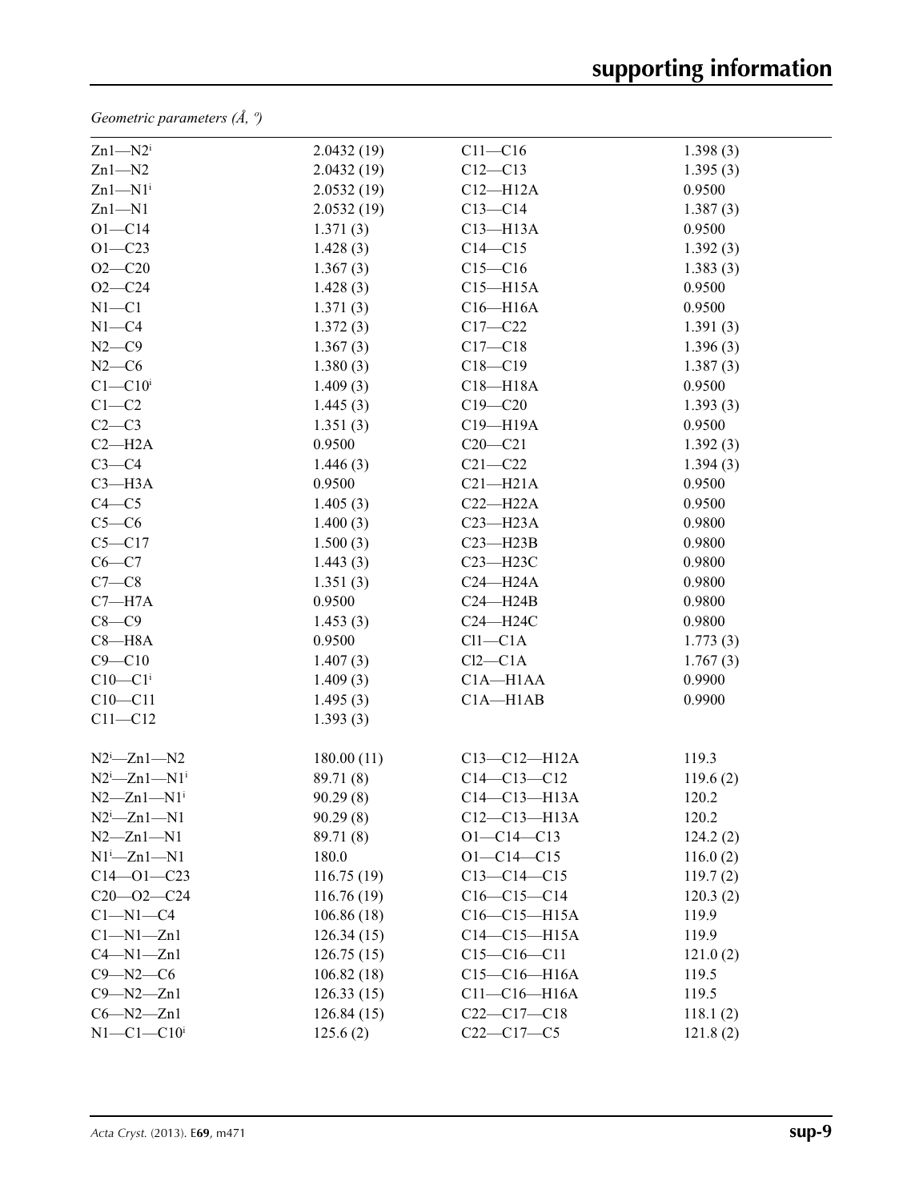*Geometric parameters (Å, º)*

| | | | |
|---|---|---|---|
| Zn1—N2[i] | 2.0432 (19) | C11—C16 | 1.398 (3) |
| Zn1—N2 | 2.0432 (19) | C12—C13 | 1.395 (3) |
| Zn1—N1[i] | 2.0532 (19) | C12—H12A | 0.9500 |
| Zn1—N1 | 2.0532 (19) | C13—C14 | 1.387 (3) |
| O1—C14 | 1.371 (3) | C13—H13A | 0.9500 |
| O1—C23 | 1.428 (3) | C14—C15 | 1.392 (3) |
| O2—C20 | 1.367 (3) | C15—C16 | 1.383 (3) |
| O2—C24 | 1.428 (3) | C15—H15A | 0.9500 |
| N1—C1 | 1.371 (3) | C16—H16A | 0.9500 |
| N1—C4 | 1.372 (3) | C17—C22 | 1.391 (3) |
| N2—C9 | 1.367 (3) | C17—C18 | 1.396 (3) |
| N2—C6 | 1.380 (3) | C18—C19 | 1.387 (3) |
| C1—C10[i] | 1.409 (3) | C18—H18A | 0.9500 |
| C1—C2 | 1.445 (3) | C19—C20 | 1.393 (3) |
| C2—C3 | 1.351 (3) | C19—H19A | 0.9500 |
| C2—H2A | 0.9500 | C20—C21 | 1.392 (3) |
| C3—C4 | 1.446 (3) | C21—C22 | 1.394 (3) |
| C3—H3A | 0.9500 | C21—H21A | 0.9500 |
| C4—C5 | 1.405 (3) | C22—H22A | 0.9500 |
| C5—C6 | 1.400 (3) | C23—H23A | 0.9800 |
| C5—C17 | 1.500 (3) | C23—H23B | 0.9800 |
| C6—C7 | 1.443 (3) | C23—H23C | 0.9800 |
| C7—C8 | 1.351 (3) | C24—H24A | 0.9800 |
| C7—H7A | 0.9500 | C24—H24B | 0.9800 |
| C8—C9 | 1.453 (3) | C24—H24C | 0.9800 |
| C8—H8A | 0.9500 | Cl1—C1A | 1.773 (3) |
| C9—C10 | 1.407 (3) | Cl2—C1A | 1.767 (3) |
| C10—C1[i] | 1.409 (3) | C1A—H1AA | 0.9900 |
| C10—C11 | 1.495 (3) | C1A—H1AB | 0.9900 |
| C11—C12 | 1.393 (3) | | |
| | | | |
| N2[i]—Zn1—N2 | 180.00 (11) | C13—C12—H12A | 119.3 |
| N2[i]—Zn1—N1[i] | 89.71 (8) | C14—C13—C12 | 119.6 (2) |
| N2—Zn1—N1[i] | 90.29 (8) | C14—C13—H13A | 120.2 |
| N2[i]—Zn1—N1 | 90.29 (8) | C12—C13—H13A | 120.2 |
| N2—Zn1—N1 | 89.71 (8) | O1—C14—C13 | 124.2 (2) |
| N1[i]—Zn1—N1 | 180.0 | O1—C14—C15 | 116.0 (2) |
| C14—O1—C23 | 116.75 (19) | C13—C14—C15 | 119.7 (2) |
| C20—O2—C24 | 116.76 (19) | C16—C15—C14 | 120.3 (2) |
| C1—N1—C4 | 106.86 (18) | C16—C15—H15A | 119.9 |
| C1—N1—Zn1 | 126.34 (15) | C14—C15—H15A | 119.9 |
| C4—N1—Zn1 | 126.75 (15) | C15—C16—C11 | 121.0 (2) |
| C9—N2—C6 | 106.82 (18) | C15—C16—H16A | 119.5 |
| C9—N2—Zn1 | 126.33 (15) | C11—C16—H16A | 119.5 |
| C6—N2—Zn1 | 126.84 (15) | C22—C17—C18 | 118.1 (2) |
| N1—C1—C10[i] | 125.6 (2) | C22—C17—C5 | 121.8 (2) |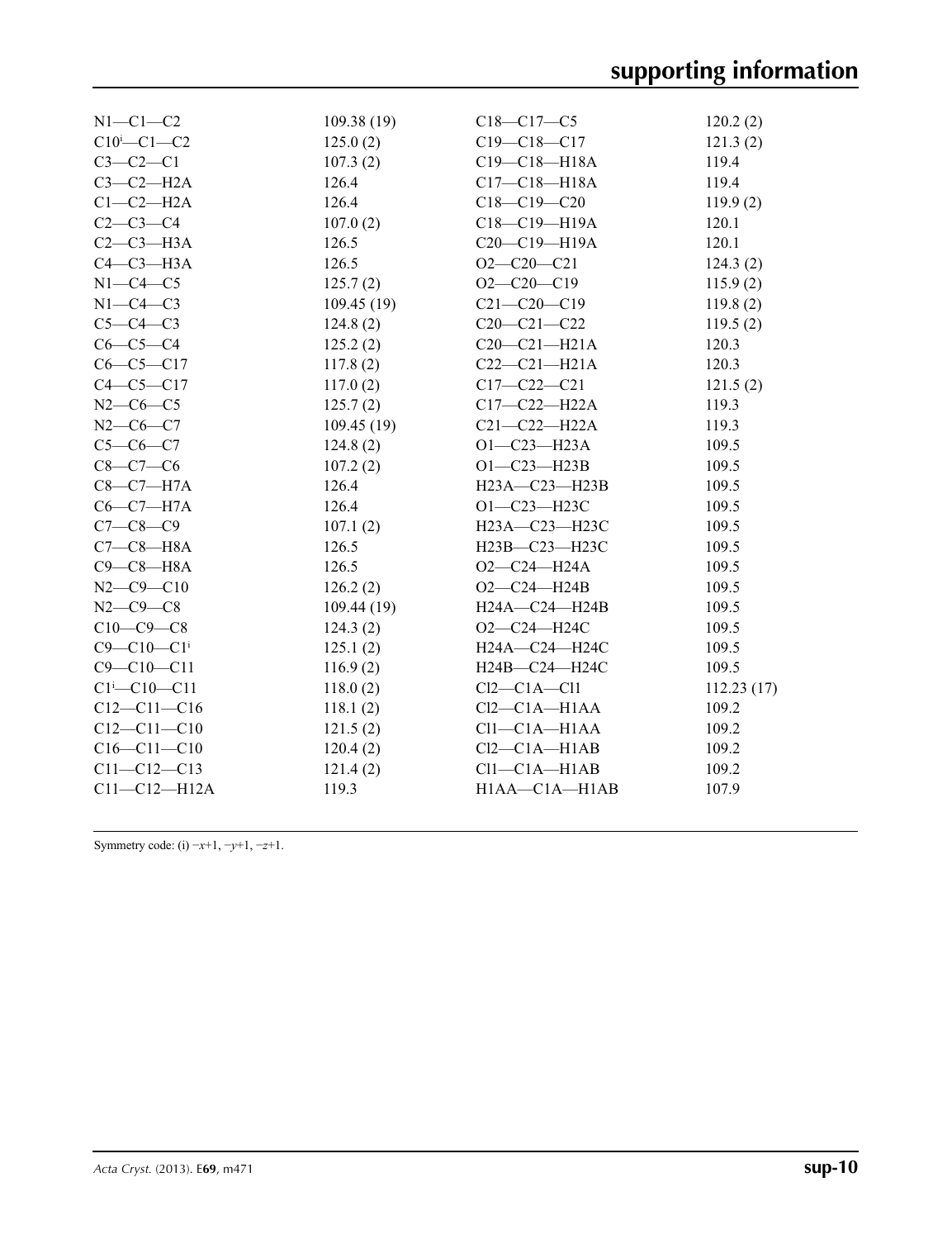| | | | |
|---|---|---|---|
| N1—C1—C2 | 109.38 (19) | C18—C17—C5 | 120.2 (2) |
| C10$^{i}$—C1—C2 | 125.0 (2) | C19—C18—C17 | 121.3 (2) |
| C3—C2—C1 | 107.3 (2) | C19—C18—H18A | 119.4 |
| C3—C2—H2A | 126.4 | C17—C18—H18A | 119.4 |
| C1—C2—H2A | 126.4 | C18—C19—C20 | 119.9 (2) |
| C2—C3—C4 | 107.0 (2) | C18—C19—H19A | 120.1 |
| C2—C3—H3A | 126.5 | C20—C19—H19A | 120.1 |
| C4—C3—H3A | 126.5 | O2—C20—C21 | 124.3 (2) |
| N1—C4—C5 | 125.7 (2) | O2—C20—C19 | 115.9 (2) |
| N1—C4—C3 | 109.45 (19) | C21—C20—C19 | 119.8 (2) |
| C5—C4—C3 | 124.8 (2) | C20—C21—C22 | 119.5 (2) |
| C6—C5—C4 | 125.2 (2) | C20—C21—H21A | 120.3 |
| C6—C5—C17 | 117.8 (2) | C22—C21—H21A | 120.3 |
| C4—C5—C17 | 117.0 (2) | C17—C22—C21 | 121.5 (2) |
| N2—C6—C5 | 125.7 (2) | C17—C22—H22A | 119.3 |
| N2—C6—C7 | 109.45 (19) | C21—C22—H22A | 119.3 |
| C5—C6—C7 | 124.8 (2) | O1—C23—H23A | 109.5 |
| C8—C7—C6 | 107.2 (2) | O1—C23—H23B | 109.5 |
| C8—C7—H7A | 126.4 | H23A—C23—H23B | 109.5 |
| C6—C7—H7A | 126.4 | O1—C23—H23C | 109.5 |
| C7—C8—C9 | 107.1 (2) | H23A—C23—H23C | 109.5 |
| C7—C8—H8A | 126.5 | H23B—C23—H23C | 109.5 |
| C9—C8—H8A | 126.5 | O2—C24—H24A | 109.5 |
| N2—C9—C10 | 126.2 (2) | O2—C24—H24B | 109.5 |
| N2—C9—C8 | 109.44 (19) | H24A—C24—H24B | 109.5 |
| C10—C9—C8 | 124.3 (2) | O2—C24—H24C | 109.5 |
| C9—C10—C1$^{i}$ | 125.1 (2) | H24A—C24—H24C | 109.5 |
| C9—C10—C11 | 116.9 (2) | H24B—C24—H24C | 109.5 |
| C1$^{i}$—C10—C11 | 118.0 (2) | Cl2—C1A—Cl1 | 112.23 (17) |
| C12—C11—C16 | 118.1 (2) | Cl2—C1A—H1AA | 109.2 |
| C12—C11—C10 | 121.5 (2) | Cl1—C1A—H1AA | 109.2 |
| C16—C11—C10 | 120.4 (2) | Cl2—C1A—H1AB | 109.2 |
| C11—C12—C13 | 121.4 (2) | Cl1—C1A—H1AB | 109.2 |
| C11—C12—H12A | 119.3 | H1AA—C1A—H1AB | 107.9 |

Symmetry code: (i) $-x+1, -y+1, -z+1$.